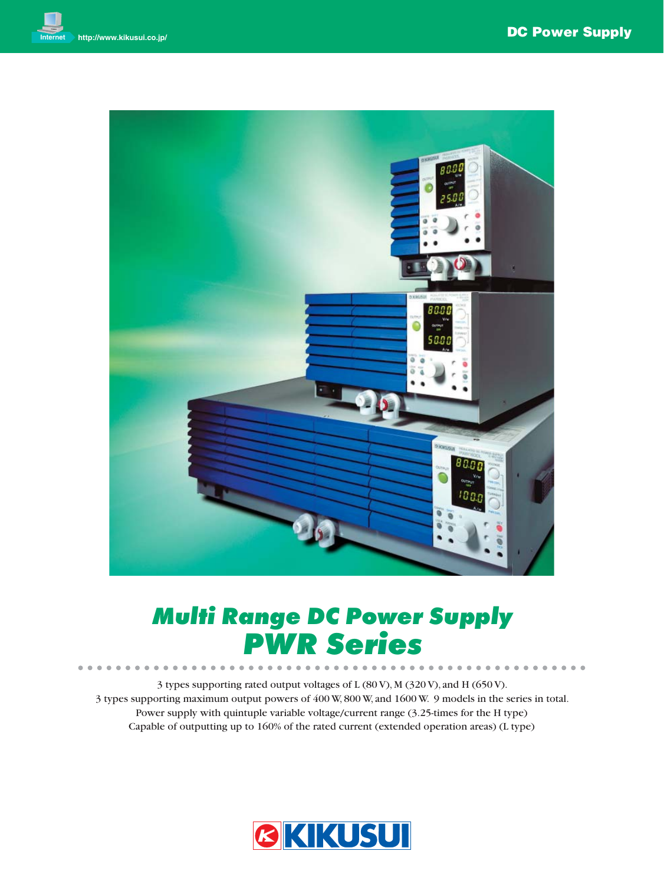Internet http://www.kikusui.co.jp/

DC Power Supply

# Multi Range DC Power Supply
# PWR Series

3 types supporting rated output voltages of L (80 V), M (320 V), and H (650 V).
3 types supporting maximum output powers of 400 W, 800 W, and 1600 W. 9 models in the series in total.
Power supply with quintuple variable voltage/current range (3.25-times for the H type)
Capable of outputting up to 160% of the rated current (extended operation areas) (L type)

KIKUSUI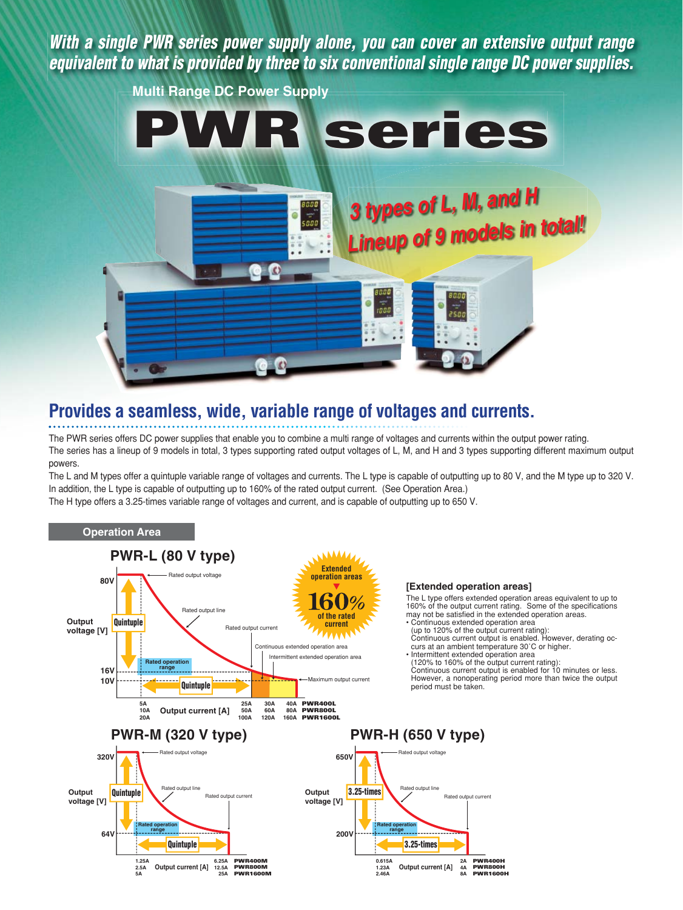***With a single PWR series power supply alone, you can cover an extensive output range equivalent to what is provided by three to six conventional single range DC power supplies.***

Multi Range DC Power Supply

# PWR series

***3 types of L, M, and H***
***Lineup of 9 models in total!***

## Provides a seamless, wide, variable range of voltages and currents.

The PWR series offers DC power supplies that enable you to combine a multi range of voltages and currents within the output power rating.
The series has a lineup of 9 models in total, 3 types supporting rated output voltages of L, M, and H and 3 types supporting different maximum output powers.
The L and M types offer a quintuple variable range of voltages and currents. The L type is capable of outputting up to 80 V, and the M type up to 320 V.
In addition, the L type is capable of outputting up to 160% of the rated output current. (See Operation Area.)
The H type offers a 3.25-times variable range of voltages and current, and is capable of outputting up to 650 V.

### Operation Area

#### PWR-L (80 V type)

Output voltage [V]: 80V (Rated output voltage), 16V, 10V — Quintuple

Rated output line · Rated output current · Rated operation range · Continuous extended operation area · Intermittent extended operation area · Maximum output current

Output current [A]: Quintuple

| Model | Min. current | Rated output current | Continuous extended | Maximum output current |
|---|---|---|---|---|
| PWR400L | 5A | 25A | 30A | 40A |
| PWR800L | 10A | 50A | 60A | 80A |
| PWR1600L | 20A | 100A | 120A | 160A |

Extended operation areas **160%** of the rated current

**[Extended operation areas]**

The L type offers extended operation areas equivalent to up to 160% of the output current rating. Some of the specifications may not be satisfied in the extended operation areas.

- Continuous extended operation area
  (up to 120% of the output current rating):
  Continuous current output is enabled. However, derating occurs at an ambient temperature 30°C or higher.
- Intermittent extended operation area
  (120% to 160% of the output current rating):
  Continuous current output is enabled for 10 minutes or less. However, a nonoperating period more than twice the output period must be taken.

#### PWR-M (320 V type)

Output voltage [V]: 320V (Rated output voltage), 64V — Quintuple

Rated output line · Rated output current · Rated operation range

Output current [A]: Quintuple

| Model | Min. current | Rated output current |
|---|---|---|
| PWR400M | 1.25A | 6.25A |
| PWR800M | 2.5A | 12.5A |
| PWR1600M | 5A | 25A |

#### PWR-H (650 V type)

Output voltage [V]: 650V (Rated output voltage), 200V — 3.25-times

Rated output line · Rated output current · Rated operation range

Output current [A]: 3.25-times

| Model | Min. current | Rated output current |
|---|---|---|
| PWR400H | 0.615A | 2A |
| PWR800H | 1.23A | 4A |
| PWR1600H | 2.46A | 8A |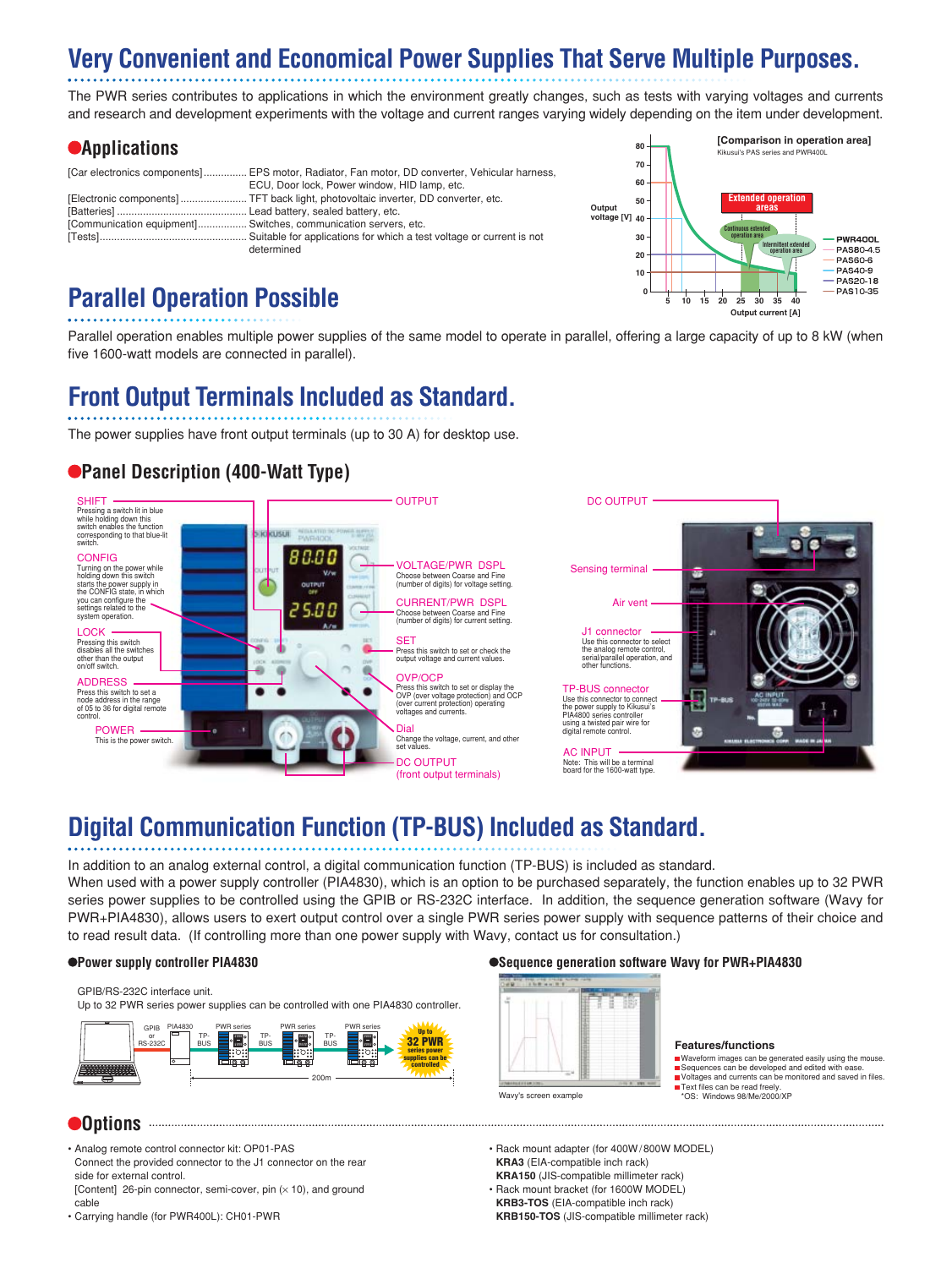# Very Convenient and Economical Power Supplies That Serve Multiple Purposes.

The PWR series contributes to applications in which the environment greatly changes, such as tests with varying voltages and currents and research and development experiments with the voltage and current ranges varying widely depending on the item under development.

## Applications

- [Car electronics components] .............. EPS motor, Radiator, Fan motor, DD converter, Vehicular harness, ECU, Door lock, Power window, HID lamp, etc.
- [Electronic components] ....................... TFT back light, photovoltaic inverter, DD converter, etc.
- [Batteries] ............................................ Lead battery, sealed battery, etc.
- [Communication equipment] ................. Switches, communication servers, etc.
- [Tests] .................................................. Suitable for applications for which a test voltage or current is not determined

[Comparison in operation area]
Kikusui's PAS series and PWR400L

Output voltage [V]: 0, 10, 20, 30, 40, 50, 60, 70, 80
Output current [A]: 5, 10, 15, 20, 25, 30, 35, 40

Extended operation areas
Continuous extended operation area
Intermittent extended operation area

— PWR400L
— PAS80-4.5
— PAS60-6
— PAS40-9
— PAS20-18
— PAS10-35

# Parallel Operation Possible

Parallel operation enables multiple power supplies of the same model to operate in parallel, offering a large capacity of up to 8 kW (when five 1600-watt models are connected in parallel).

# Front Output Terminals Included as Standard.

The power supplies have front output terminals (up to 30 A) for desktop use.

## Panel Description (400-Watt Type)

**SHIFT**
Pressing a switch lit in blue while holding down this switch enables the function corresponding to that blue-lit switch.

**CONFIG**
Turning on the power while holding down this switch starts the power supply in the CONFIG state, in which you can configure the settings related to the system operation.

**LOCK**
Pressing this switch disables all the switches other than the output on/off switch.

**ADDRESS**
Press this switch to set a node address in the range of 05 to 36 for digital remote control.

**POWER**
This is the power switch.

**OUTPUT**

**VOLTAGE/PWR DSPL**
Choose between Coarse and Fine (number of digits) for voltage setting.

**CURRENT/PWR DSPL**
Choose between Coarse and Fine (number of digits) for current setting.

**SET**
Press this switch to set or check the output voltage and current values.

**OVP/OCP**
Press this switch to set or display the OVP (over voltage protection) and OCP (over current protection) operating voltages and currents.

**Dial**
Change the voltage, current, and other set values.

**DC OUTPUT**
(front output terminals)

**DC OUTPUT**

**Sensing terminal**

**Air vent**

**J1 connector**
Use this connector to select the analog remote control, serial/parallel operation, and other functions.

**TP-BUS connector**
Use this connector to connect the power supply to Kikusui's PIA4800 series controller using a twisted pair wire for digital remote control.

**AC INPUT**
Note: This will be a terminal board for the 1600-watt type.

# Digital Communication Function (TP-BUS) Included as Standard.

In addition to an analog external control, a digital communication function (TP-BUS) is included as standard.
When used with a power supply controller (PIA4830), which is an option to be purchased separately, the function enables up to 32 PWR series power supplies to be controlled using the GPIB or RS-232C interface. In addition, the sequence generation software (Wavy for PWR+PIA4830), allows users to exert output control over a single PWR series power supply with sequence patterns of their choice and to read result data. (If controlling more than one power supply with Wavy, contact us for consultation.)

### Power supply controller PIA4830

GPIB/RS-232C interface unit.
Up to 32 PWR series power supplies can be controlled with one PIA4830 controller.

GPIB or RS-232C — PIA4830 — TP-BUS — PWR series — TP-BUS — PWR series — TP-BUS — PWR series
200m
Up to 32 PWR series power supplies can be controlled

### Sequence generation software Wavy for PWR+PIA4830

Wavy's screen example

**Features/functions**
- Waveform images can be generated easily using the mouse.
- Sequences can be developed and edited with ease.
- Voltages and currents can be monitored and saved in files.
- Text files can be read freely.

*OS: Windows 98/Me/2000/XP

## Options

- Analog remote control connector kit: OP01-PAS
  Connect the provided connector to the J1 connector on the rear side for external control.
  [Content] 26-pin connector, semi-cover, pin (× 10), and ground cable
- Carrying handle (for PWR400L): CH01-PWR
- Rack mount adapter (for 400W/800W MODEL)
  **KRA3** (EIA-compatible inch rack)
  **KRA150** (JIS-compatible millimeter rack)
- Rack mount bracket (for 1600W MODEL)
  **KRB3-TOS** (EIA-compatible inch rack)
  **KRB150-TOS** (JIS-compatible millimeter rack)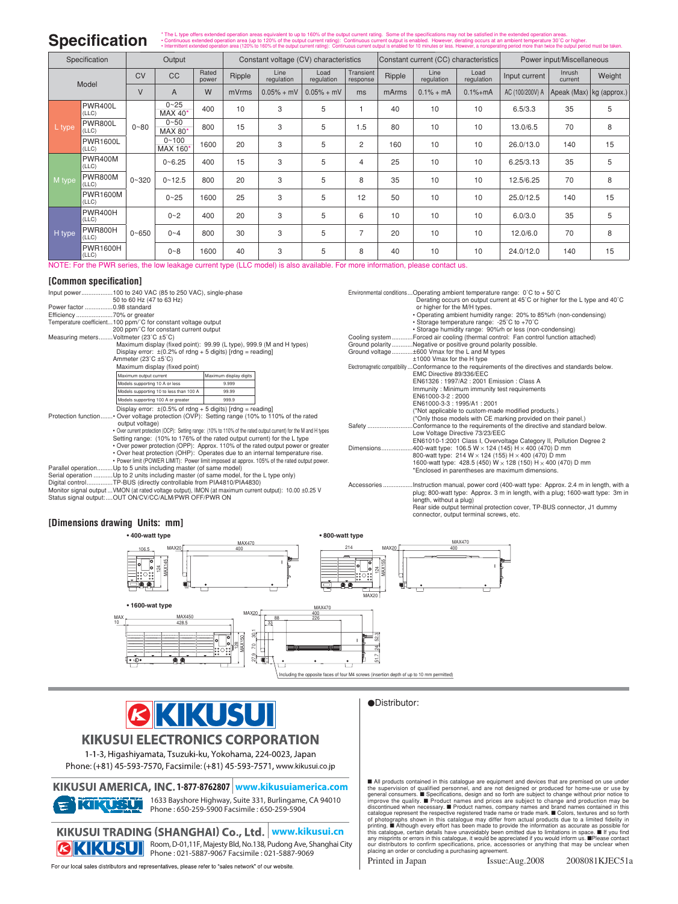# Specification

* The L type offers extended operation areas equivalent to up to 160% of the output current rating. Some of the specifications may not be satisfied in the extended operation areas.
• Continuous extended operation area (up to 120% of the output current rating): Continuous current output is enabled. However, derating occurs at an ambient temperature 30°C or higher.
• Intermittent extended operation area (120% to 160% of the output current rating): Continuous current output is enabled for 10 minutes or less. However, a nonoperating period more than twice the output period must be taken.

| Specification | | Output | | | Constant voltage (CV) characteristics | | | | Constant current (CC) characteristics | | | Power input/Miscellaneous | | |
|---|---|---|---|---|---|---|---|---|---|---|---|---|---|---|
| Model | | CV | CC | Rated power | Ripple | Line regulation | Load regulation | Transient response | Ripple | Line regulation | Load regulation | Input current | Inrush current | Weight |
| | | V | A | W | mVrms | 0.05% + mV | 0.05% + mV | ms | mArms | 0.1% + mA | 0.1%+mA | AC (100/200V) A | Apeak (Max) | kg (approx.) |
| L type | PWR400L (LLC) | 0~80 | 0~25 MAX 40* | 400 | 10 | 3 | 5 | 1 | 40 | 10 | 10 | 6.5/3.3 | 35 | 5 |
| | PWR800L (LLC) | | 0~50 MAX 80* | 800 | 15 | 3 | 5 | 1.5 | 80 | 10 | 10 | 13.0/6.5 | 70 | 8 |
| | PWR1600L (LLC) | | 0~100 MAX 160* | 1600 | 20 | 3 | 5 | 2 | 160 | 10 | 10 | 26.0/13.0 | 140 | 15 |
| M type | PWR400M (LLC) | 0~320 | 0~6.25 | 400 | 15 | 3 | 5 | 4 | 25 | 10 | 10 | 6.25/3.13 | 35 | 5 |
| | PWR800M (LLC) | | 0~12.5 | 800 | 20 | 3 | 5 | 8 | 35 | 10 | 10 | 12.5/6.25 | 70 | 8 |
| | PWR1600M (LLC) | | 0~25 | 1600 | 25 | 3 | 5 | 12 | 50 | 10 | 10 | 25.0/12.5 | 140 | 15 |
| H type | PWR400H (LLC) | 0~650 | 0~2 | 400 | 20 | 3 | 5 | 6 | 10 | 10 | 10 | 6.0/3.0 | 35 | 5 |
| | PWR800H (LLC) | | 0~4 | 800 | 30 | 3 | 5 | 7 | 20 | 10 | 10 | 12.0/6.0 | 70 | 8 |
| | PWR1600H (LLC) | | 0~8 | 1600 | 40 | 3 | 5 | 8 | 40 | 10 | 10 | 24.0/12.0 | 140 | 15 |

NOTE: For the PWR series, the low leakage current type (LLC model) is also available. For more information, please contact us.

## [Common specification]

Input power..................100 to 240 VAC (85 to 250 VAC), single-phase
50 to 60 Hz (47 to 63 Hz)
Power factor ................0.98 standard
Efficiency .....................70% or greater
Temperature coefficient...100 ppm/°C for constant voltage output
200 ppm/°C for constant current output
Measuring meters........Voltmeter (23°C ±5°C)
Maximum display (fixed point): 99.99 (L type), 999.9 (M and H types)
Display error: ±(0.2% of rdng + 5 digits) [rdng = reading]
Ammeter (23°C ±5°C)
Maximum display (fixed point)

| Maximum output current | Maximum display digits |
|---|---|
| Models supporting 10 A or less | 9.999 |
| Models supporting 10 to less than 100 A | 99.99 |
| Models supporting 100 A or greater | 999.9 |

Display error: ±(0.5% of rdng + 5 digits) [rdng = reading]
Protection function.......• Over voltage protection (OVP): Setting range (10% to 110% of the rated output voltage)
• Over current protection (OCP): Setting range: (10% to 110% of the rated output current) for the M and H types
Setting range: (10% to 176% of the rated output current) for the L type
• Over power protection (OPP): Approx. 110% of the rated output power or greater
• Over heat protection (OHP): Operates due to an internal temperature rise.
• Power limit (POWER LIMIT): Power limit imposed at approx. 105% of the rated output power.
Parallel operation.........Up to 5 units including master (of same model)
Serial operation ...........Up to 2 units including master (of same model, for the L type only)
Digital control...............TP-BUS (directly controllable from PIA4810/PIA4830)
Monitor signal output ...VMON (at rated voltage output), IMON (at maximum current output): 10.00 ±0.25 V
Status signal output:....OUT ON/CV/CC/ALM/PWR OFF/PWR ON

Environmental conditions...Operating ambient temperature range: 0°C to + 50°C
Derating occurs on output current at 45°C or higher for the L type and 40°C or higher for the M/H types.
• Operating ambient humidity range: 20% to 85%rh (non-condensing)
• Storage temperature range: -25°C to +70°C
• Storage humidity range: 90%rh or less (non-condensing)
Cooling system............Forced air cooling (thermal control: Fan control function attached)
Ground polarity............Negative or positive ground polarity possible.
Ground voltage............±600 Vmax for the L and M types
±1000 Vmax for the H type
Electromagnetic compatibility...Conformance to the requirements of the directives and standards below.
EMC Directive 89/336/EEC
EN61326 : 1997/A2 : 2001 Emission : Class A
Immunity : Minimum immunity test requirements
EN61000-3-2 : 2000
EN61000-3-3 : 1995/A1 : 2001
(*Not applicable to custom-made modified products.)
(*Only those models with CE marking provided on their panel.)
Safety ..........................Conformance to the requirements of the directive and standard below.
Low Voltage Directive 73/23/EEC
EN61010-1:2001 Class I, Overvoltage Category II, Pollution Degree 2
Dimensions..................400-watt type: 106.5 W × 124 (145) H × 400 (470) D mm
800-watt type: 214 W × 124 (155) H × 400 (470) D mm
1600-watt type: 428.5 (450) W × 128 (150) H × 400 (470) D mm
*Enclosed in parentheses are maximum dimensions.

Accessories ................Instruction manual, power cord (400-watt type: Approx. 2.4 m in length, with a plug; 800-watt type: Approx. 3 m in length, with a plug; 1600-watt type: 3m in length, without a plug)
Rear side output terminal protection cover, TP-BUS connector, J1 dummy connector, output terminal screws, etc.

## [Dimensions drawing Units: mm]

• 400-watt type

106.5
MAX20
MAX470
400
124
MAX145

• 800-watt type

214
MAX20
MAX470
400
124
MAX155
MAX20

• 1600-wat type

MAX 10
MAX450
428.5
MAX20
88
33
MAX470
400
226
128
MAX150
27.9 70 30.1
52.3
51.7 24

Including the opposite faces of four M4 screws (insertion depth of up to 10 mm permitted)

**KIKUSUI**

**KIKUSUI ELECTRONICS CORPORATION**

1-1-3, Higashiyamata, Tsuzuki-ku, Yokohama, 224-0023, Japan
Phone: (+81) 45-593-7570, Facsimile: (+81) 45-593-7571, www.kikusui.co.jp

**KIKUSUI AMERICA, INC.** 1-877-8762807 www.kikusuiamerica.com
1633 Bayshore Highway, Suite 331, Burlingame, CA 94010
Phone : 650-259-5900 Facsimile : 650-259-5904

**KIKUSUI TRADING (SHANGHAI) Co., Ltd.** www.kikusui.cn
Room, D-01,11F, Majesty Bld, No.138, Pudong Ave, Shanghai City
Phone : 021-5887-9067 Facsimile : 021-5887-9069

For our local sales distributors and representatives, please refer to "sales network" of our website.

●Distributor:

■ All products contained in this catalogue are equipment and devices that are premised on use under the supervision of qualified personnel, and are not designed or produced for home-use or use by general consumers. ■ Specifications, design and so forth are subject to change without prior notice to improve the quality. ■ Product names and prices are subject to change and production may be discontinued when necessary. ■ Product names, company names and brand names contained in this catalogue represent the respective registered trade name or trade mark. ■ Colors, textures and so forth of photographs shown in this catalogue may differ from actual products due to a limited fidelity in printing. ■ Although every effort has been made to provide the information as accurate as possible for this catalogue, certain details have unavoidably been omitted due to limitations in space. ■ If you find any misprints or errors in this catalogue, it would be appreciated if you would inform us. ■Please contact our distributors to confirm specifications, price, accessories or anything that may be unclear when placing an order or concluding a purchasing agreement.

Printed in Japan Issue:Aug.2008 2008081KJEC51a